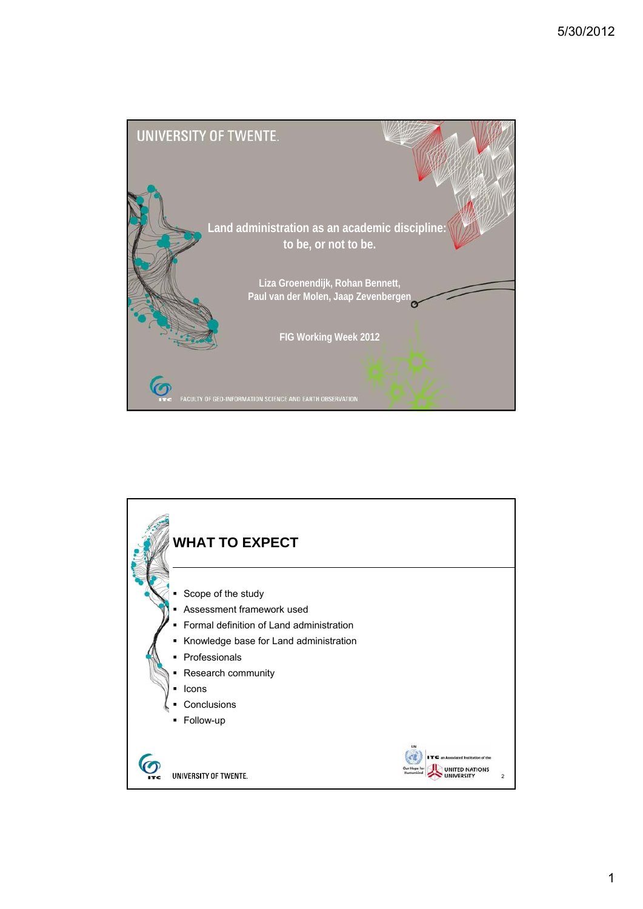UNIVERSITY OF TWENTE.

# Land administration as an academic discipline: to be, or not to be.

Liza Groenendijk, Rohan Bennett, Paul van der Molen, Jaap Zevenbergen

FIG Working Week 2012

FACULTY OF GEO-INFORMATION SCIENCE AND EARTH OBSERVATION

## WHAT TO EXPECT

- Scope of the study
- Assessment framework used
- Formal definition of Land administration
- Knowledge base for Land administration
- Professionals
- Research community
- Icons
- Conclusions
- Follow-up

UNIVERSITY OF TWENTE.

ITC an Associated Institution of the UNITED NATIONS UNIVERSITY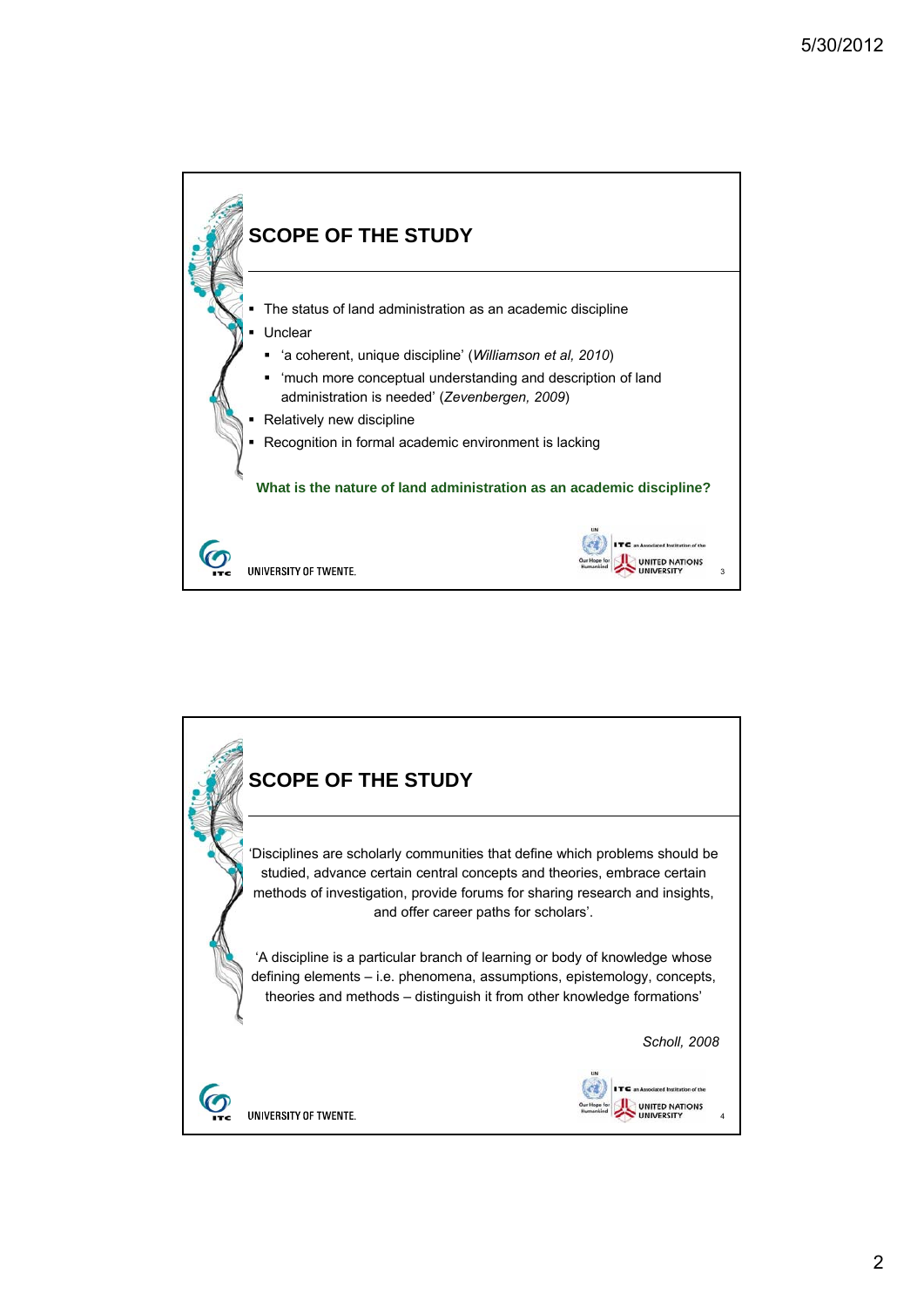## SCOPE OF THE STUDY

- The status of land administration as an academic discipline
- Unclear
  - 'a coherent, unique discipline' (*Williamson et al, 2010*)
  - 'much more conceptual understanding and description of land administration is needed' (*Zevenbergen, 2009*)
- Relatively new discipline
- Recognition in formal academic environment is lacking

**What is the nature of land administration as an academic discipline?**

## SCOPE OF THE STUDY

'Disciplines are scholarly communities that define which problems should be studied, advance certain central concepts and theories, embrace certain methods of investigation, provide forums for sharing research and insights, and offer career paths for scholars'.

'A discipline is a particular branch of learning or body of knowledge whose defining elements – i.e. phenomena, assumptions, epistemology, concepts, theories and methods – distinguish it from other knowledge formations'

*Scholl, 2008*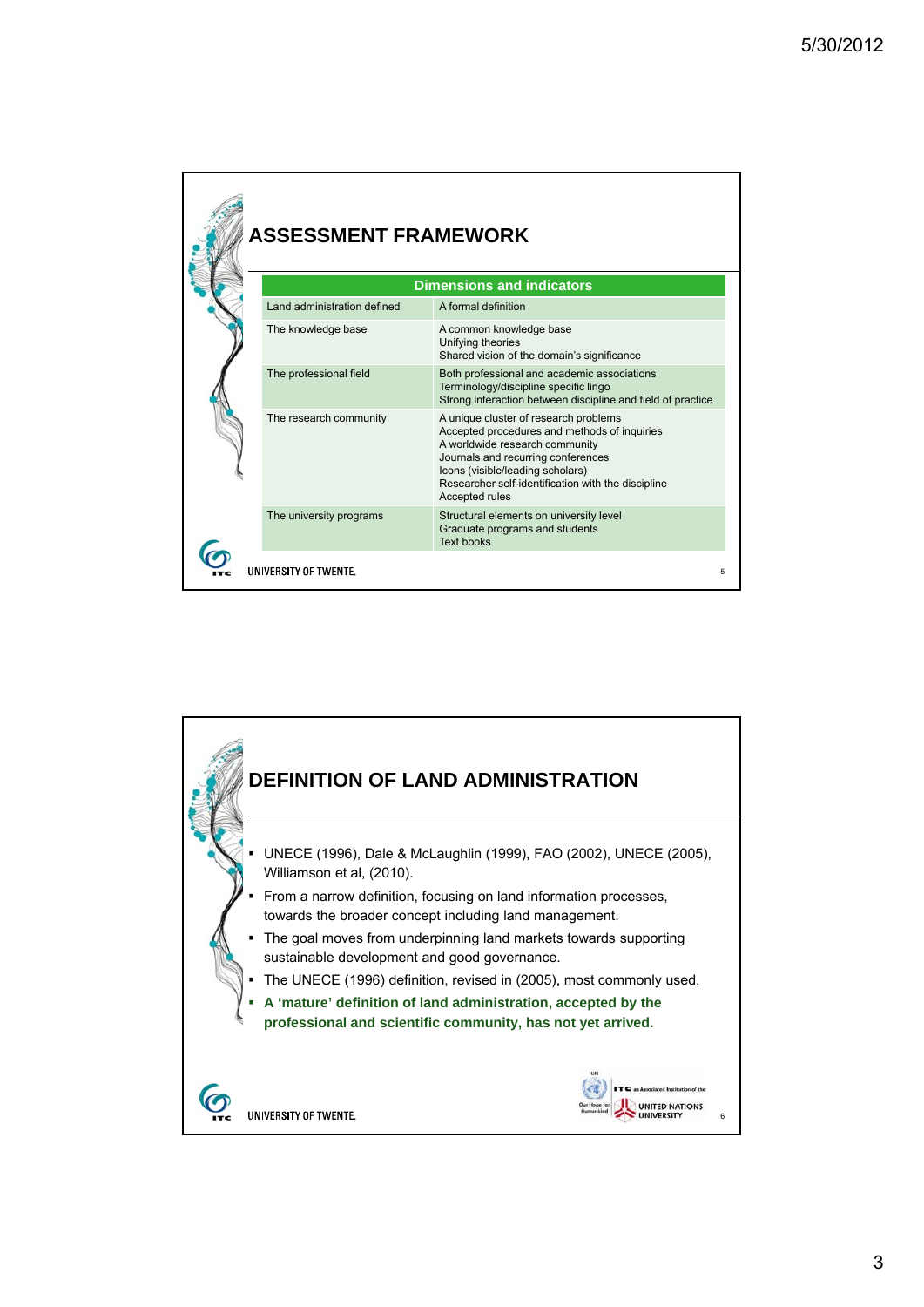## ASSESSMENT FRAMEWORK

| Dimensions and indicators | |
|---|---|
| Land administration defined | A formal definition |
| The knowledge base | A common knowledge base<br>Unifying theories<br>Shared vision of the domain's significance |
| The professional field | Both professional and academic associations<br>Terminology/discipline specific lingo<br>Strong interaction between discipline and field of practice |
| The research community | A unique cluster of research problems<br>Accepted procedures and methods of inquiries<br>A worldwide research community<br>Journals and recurring conferences<br>Icons (visible/leading scholars)<br>Researcher self-identification with the discipline<br>Accepted rules |
| The university programs | Structural elements on university level<br>Graduate programs and students<br>Text books |

UNIVERSITY OF TWENTE.

## DEFINITION OF LAND ADMINISTRATION

- UNECE (1996), Dale & McLaughlin (1999), FAO (2002), UNECE (2005), Williamson et al, (2010).
- From a narrow definition, focusing on land information processes, towards the broader concept including land management.
- The goal moves from underpinning land markets towards supporting sustainable development and good governance.
- The UNECE (1996) definition, revised in (2005), most commonly used.
- **A 'mature' definition of land administration, accepted by the professional and scientific community, has not yet arrived.**

UNIVERSITY OF TWENTE.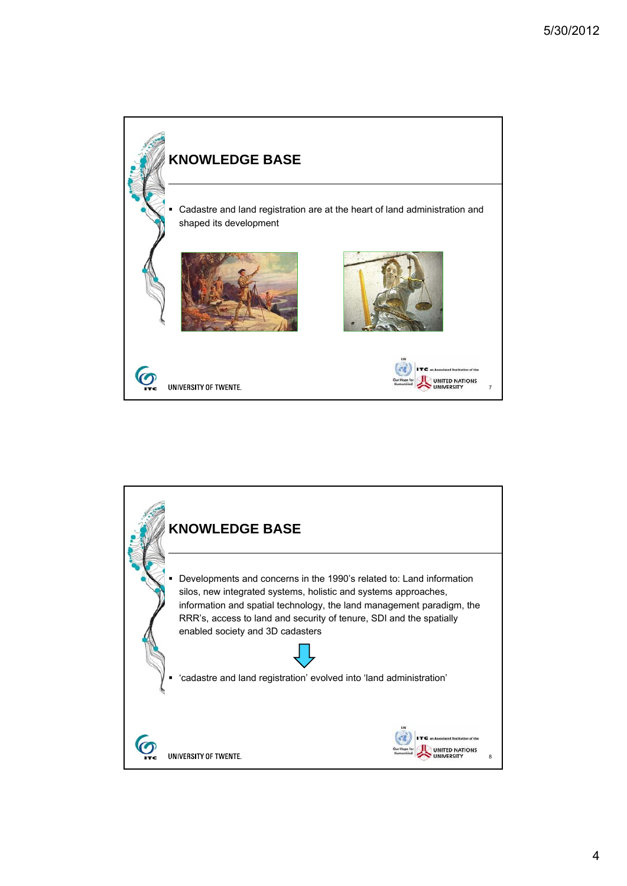## KNOWLEDGE BASE

- Cadastre and land registration are at the heart of land administration and shaped its development

## KNOWLEDGE BASE

- Developments and concerns in the 1990's related to: Land information silos, new integrated systems, holistic and systems approaches, information and spatial technology, the land management paradigm, the RRR's, access to land and security of tenure, SDI and the spatially enabled society and 3D cadasters

- 'cadastre and land registration' evolved into 'land administration'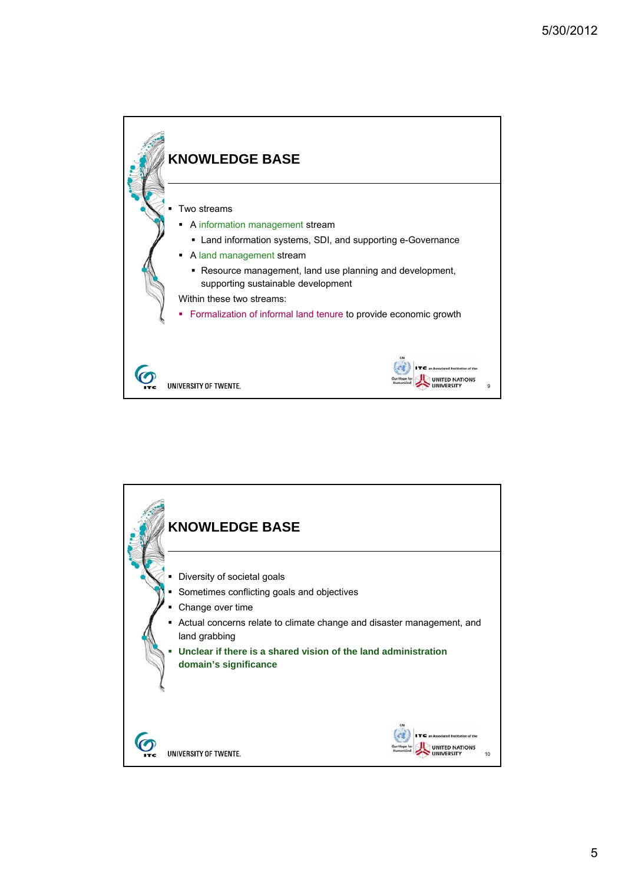## KNOWLEDGE BASE

- Two streams
  - A information management stream
    - Land information systems, SDI, and supporting e-Governance
  - A land management stream
    - Resource management, land use planning and development, supporting sustainable development

  Within these two streams:
  - Formalization of informal land tenure to provide economic growth

UNIVERSITY OF TWENTE.

## KNOWLEDGE BASE

- Diversity of societal goals
- Sometimes conflicting goals and objectives
- Change over time
- Actual concerns relate to climate change and disaster management, and land grabbing
- **Unclear if there is a shared vision of the land administration domain's significance**

UNIVERSITY OF TWENTE.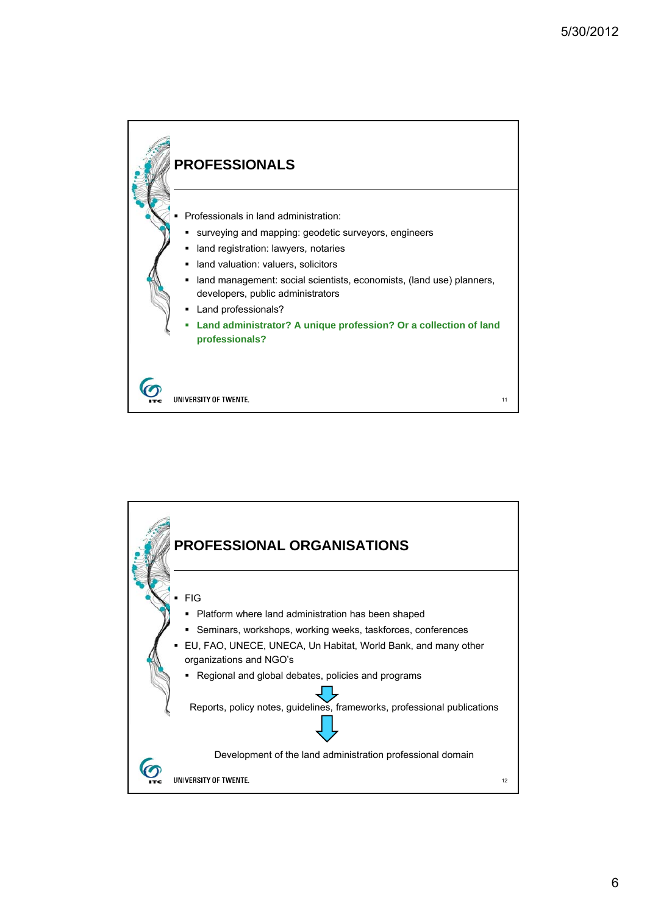## PROFESSIONALS

- Professionals in land administration:
  - surveying and mapping: geodetic surveyors, engineers
  - land registration: lawyers, notaries
  - land valuation: valuers, solicitors
  - land management: social scientists, economists, (land use) planners, developers, public administrators
  - Land professionals?
  - **Land administrator? A unique profession? Or a collection of land professionals?**

UNIVERSITY OF TWENTE.

## PROFESSIONAL ORGANISATIONS

- FIG
  - Platform where land administration has been shaped
  - Seminars, workshops, working weeks, taskforces, conferences
- EU, FAO, UNECE, UNECA, Un Habitat, World Bank, and many other organizations and NGO's
  - Regional and global debates, policies and programs

↓

Reports, policy notes, guidelines, frameworks, professional publications

↓

Development of the land administration professional domain

UNIVERSITY OF TWENTE.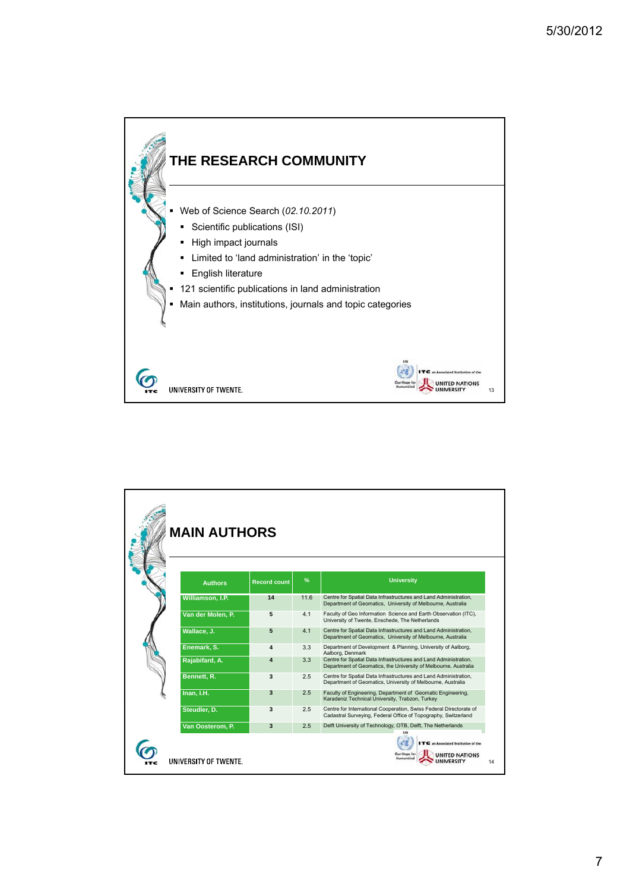## THE RESEARCH COMMUNITY

- Web of Science Search (*02.10.2011*)
  - Scientific publications (ISI)
  - High impact journals
  - Limited to 'land administration' in the 'topic'
  - English literature
- 121 scientific publications in land administration
- Main authors, institutions, journals and topic categories

## MAIN AUTHORS

| Authors | Record count | % | University |
|---|---|---|---|
| Williamson, I.P. | 14 | 11.6 | Centre for Spatial Data Infrastructures and Land Administration, Department of Geomatics, University of Melbourne, Australia |
| Van der Molen, P. | 5 | 4.1 | Faculty of Geo Information Science and Earth Observation (ITC), University of Twente, Enschede, The Netherlands |
| Wallace, J. | 5 | 4.1 | Centre for Spatial Data Infrastructures and Land Administration, Department of Geomatics, University of Melbourne, Australia |
| Enemark, S. | 4 | 3.3 | Department of Development & Planning, University of Aalborg, Aalborg, Denmark |
| Rajabifard, A. | 4 | 3.3 | Centre for Spatial Data Infrastructures and Land Administration, Department of Geomatics, the University of Melbourne, Australia |
| Bennett, R. | 3 | 2.5 | Centre for Spatial Data Infrastructures and Land Administration, Department of Geomatics, University of Melbourne, Australia |
| Inan, I.H. | 3 | 2.5 | Faculty of Engineering, Department of Geomatic Engineering, Karadeniz Technical University, Trabzon, Turkey |
| Steudler, D. | 3 | 2.5 | Centre for International Cooperation, Swiss Federal Directorate of Cadastral Surveying, Federal Office of Topography, Switzerland |
| Van Oosterom, P. | 3 | 2.5 | Delft University of Technology, OTB, Delft, The Netherlands |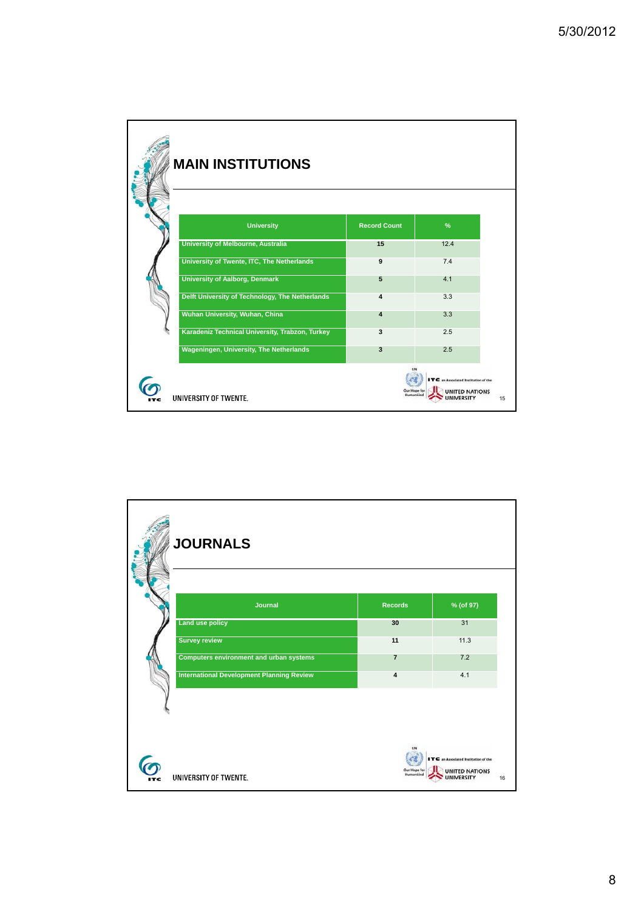## MAIN INSTITUTIONS

| University | Record Count | % |
|---|---|---|
| University of Melbourne, Australia | 15 | 12.4 |
| University of Twente, ITC, The Netherlands | 9 | 7.4 |
| University of Aalborg, Denmark | 5 | 4.1 |
| Delft University of Technology, The Netherlands | 4 | 3.3 |
| Wuhan University, Wuhan, China | 4 | 3.3 |
| Karadeniz Technical University, Trabzon, Turkey | 3 | 2.5 |
| Wageningen, University, The Netherlands | 3 | 2.5 |

## JOURNALS

| Journal | Records | % (of 97) |
|---|---|---|
| Land use policy | 30 | 31 |
| Survey review | 11 | 11.3 |
| Computers environment and urban systems | 7 | 7.2 |
| International Development Planning Review | 4 | 4.1 |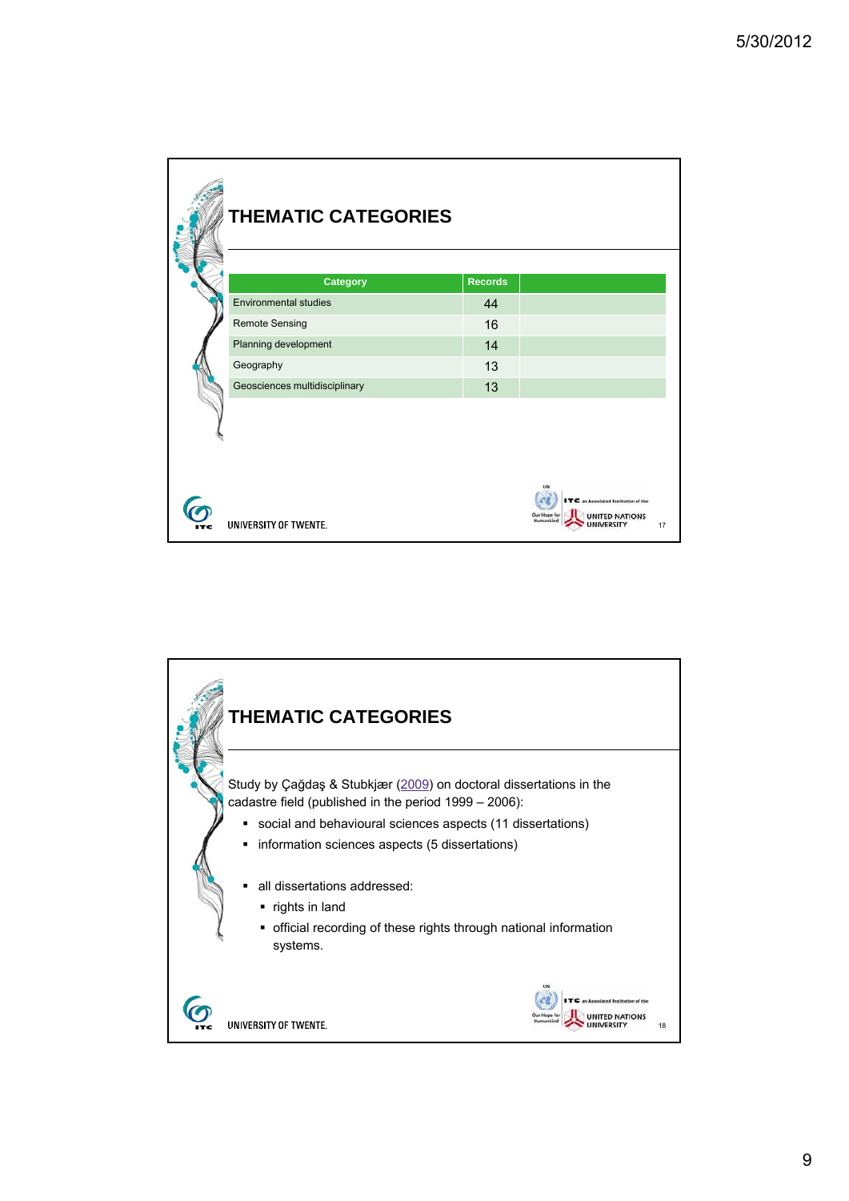## THEMATIC CATEGORIES

| Category | Records | |
|---|---|---|
| Environmental studies | 44 | |
| Remote Sensing | 16 | |
| Planning development | 14 | |
| Geography | 13 | |
| Geosciences multidisciplinary | 13 | |

UNIVERSITY OF TWENTE.

## THEMATIC CATEGORIES

Study by Çağdaş & Stubkjær (2009) on doctoral dissertations in the cadastre field (published in the period 1999 – 2006):

- social and behavioural sciences aspects (11 dissertations)
- information sciences aspects (5 dissertations)

- all dissertations addressed:
  - rights in land
  - official recording of these rights through national information systems.

UNIVERSITY OF TWENTE.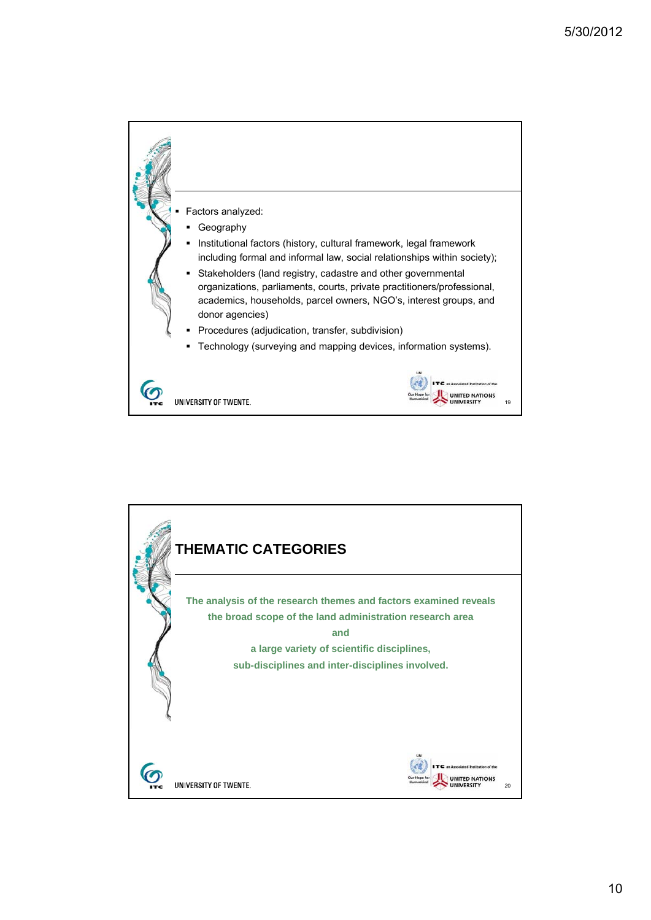- Factors analyzed:
  - Geography
  - Institutional factors (history, cultural framework, legal framework including formal and informal law, social relationships within society);
  - Stakeholders (land registry, cadastre and other governmental organizations, parliaments, courts, private practitioners/professional, academics, households, parcel owners, NGO's, interest groups, and donor agencies)
  - Procedures (adjudication, transfer, subdivision)
  - Technology (surveying and mapping devices, information systems).

## THEMATIC CATEGORIES

**The analysis of the research themes and factors examined reveals the broad scope of the land administration research area and a large variety of scientific disciplines, sub-disciplines and inter-disciplines involved.**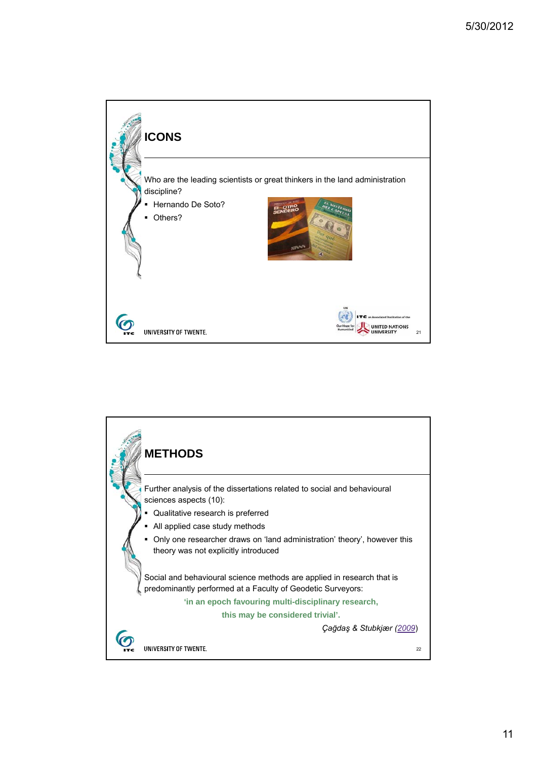## ICONS

Who are the leading scientists or great thinkers in the land administration discipline?

- Hernando De Soto?
- Others?

## METHODS

Further analysis of the dissertations related to social and behavioural sciences aspects (10):

- Qualitative research is preferred
- All applied case study methods
- Only one researcher draws on 'land administration' theory', however this theory was not explicitly introduced

Social and behavioural science methods are applied in research that is predominantly performed at a Faculty of Geodetic Surveyors:

**'in an epoch favouring multi-disciplinary research, this may be considered trivial'.**

*Çağdaş & Stubkjær (2009)*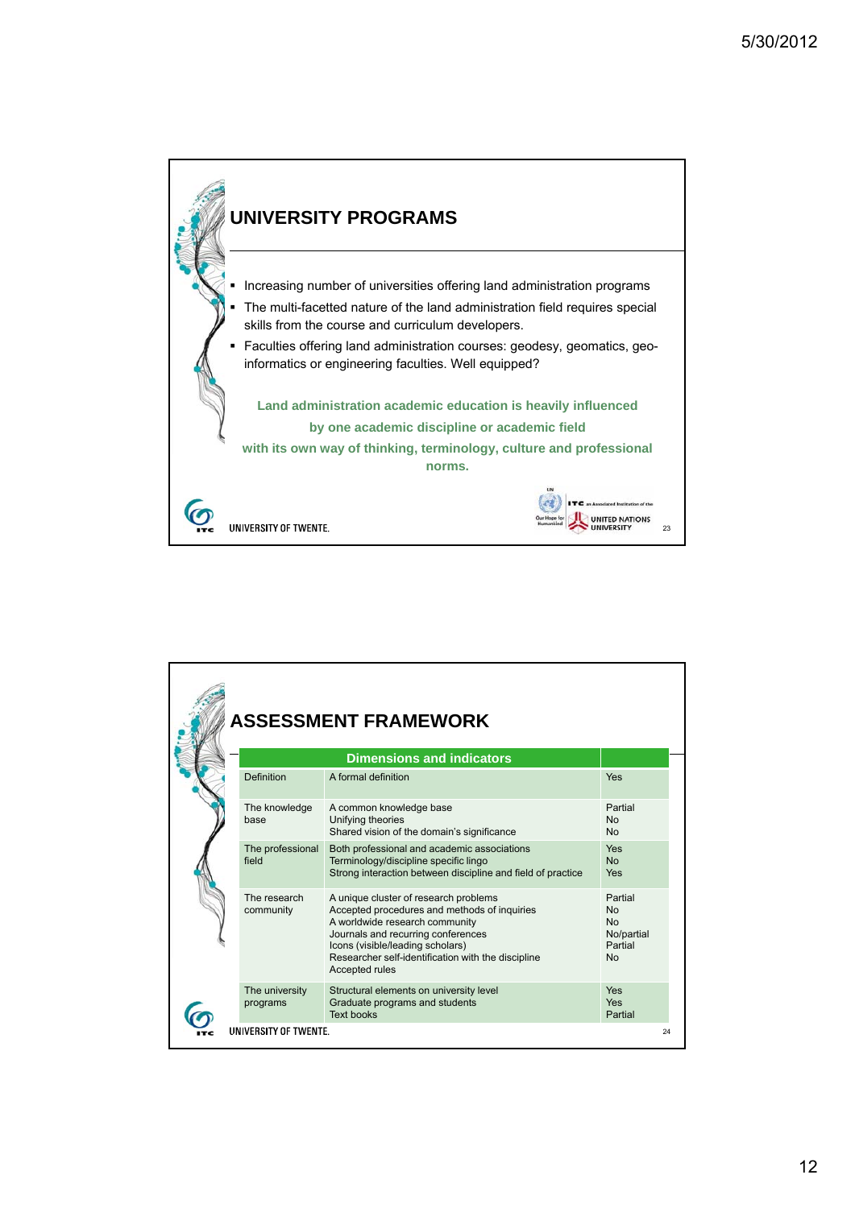## UNIVERSITY PROGRAMS

- Increasing number of universities offering land administration programs
- The multi-facetted nature of the land administration field requires special skills from the course and curriculum developers.
- Faculties offering land administration courses: geodesy, geomatics, geo-informatics or engineering faculties. Well equipped?

**Land administration academic education is heavily influenced by one academic discipline or academic field with its own way of thinking, terminology, culture and professional norms.**

## ASSESSMENT FRAMEWORK

| Dimensions and indicators | | |
|---|---|---|
| Definition | A formal definition | Yes |
| The knowledge base | A common knowledge base<br>Unifying theories<br>Shared vision of the domain's significance | Partial<br>No<br>No |
| The professional field | Both professional and academic associations<br>Terminology/discipline specific lingo<br>Strong interaction between discipline and field of practice | Yes<br>No<br>Yes |
| The research community | A unique cluster of research problems<br>Accepted procedures and methods of inquiries<br>A worldwide research community<br>Journals and recurring conferences<br>Icons (visible/leading scholars)<br>Researcher self-identification with the discipline<br>Accepted rules | Partial<br>No<br>No<br>No/partial<br>Partial<br>No |
| The university programs | Structural elements on university level<br>Graduate programs and students<br>Text books | Yes<br>Yes<br>Partial |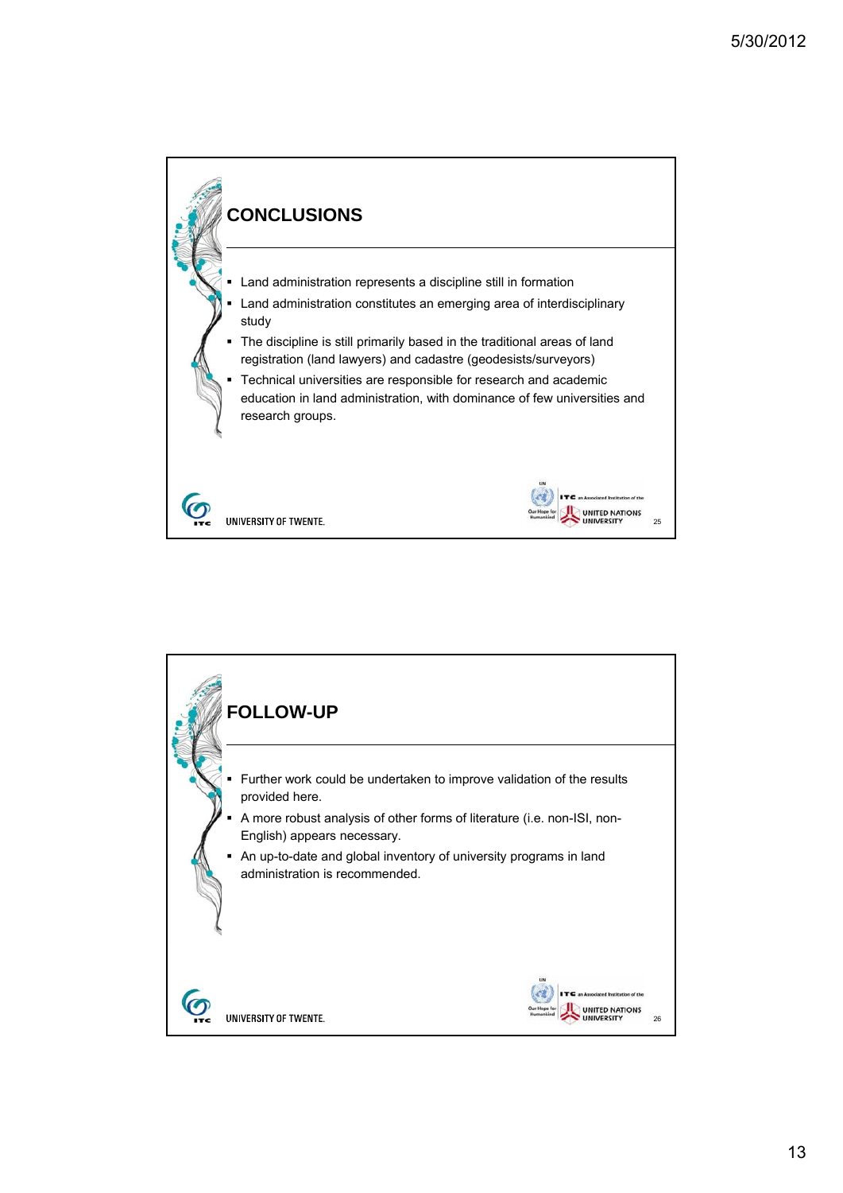## CONCLUSIONS

- Land administration represents a discipline still in formation
- Land administration constitutes an emerging area of interdisciplinary study
- The discipline is still primarily based in the traditional areas of land registration (land lawyers) and cadastre (geodesists/surveyors)
- Technical universities are responsible for research and academic education in land administration, with dominance of few universities and research groups.

## FOLLOW-UP

- Further work could be undertaken to improve validation of the results provided here.
- A more robust analysis of other forms of literature (i.e. non-ISI, non-English) appears necessary.
- An up-to-date and global inventory of university programs in land administration is recommended.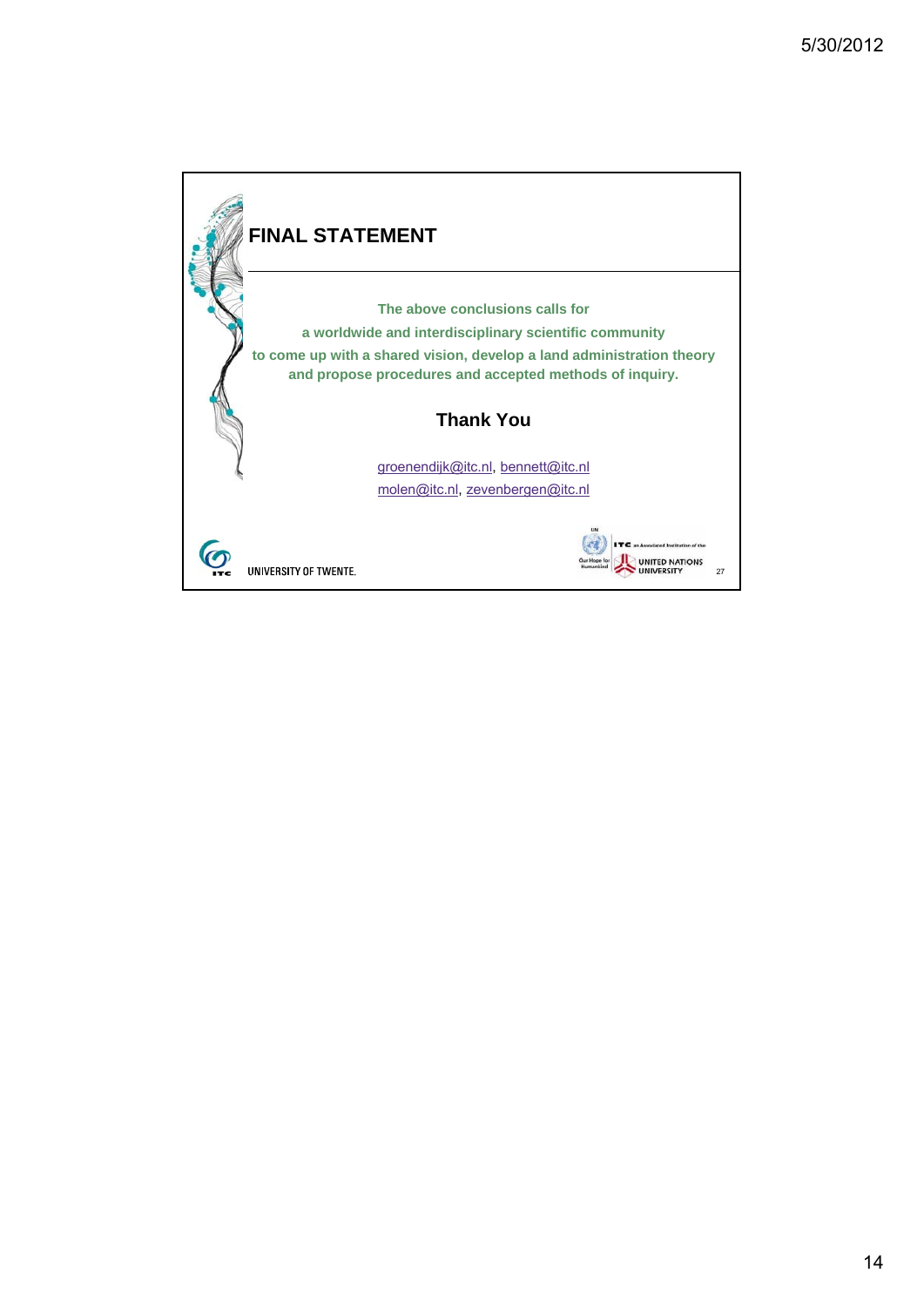## FINAL STATEMENT

**The above conclusions calls for**
**a worldwide and interdisciplinary scientific community**
**to come up with a shared vision, develop a land administration theory and propose procedures and accepted methods of inquiry.**

**Thank You**

groenendijk@itc.nl, bennett@itc.nl
molen@itc.nl, zevenbergen@itc.nl

UNIVERSITY OF TWENTE.

ITC an Associated Institution of the UNITED NATIONS UNIVERSITY